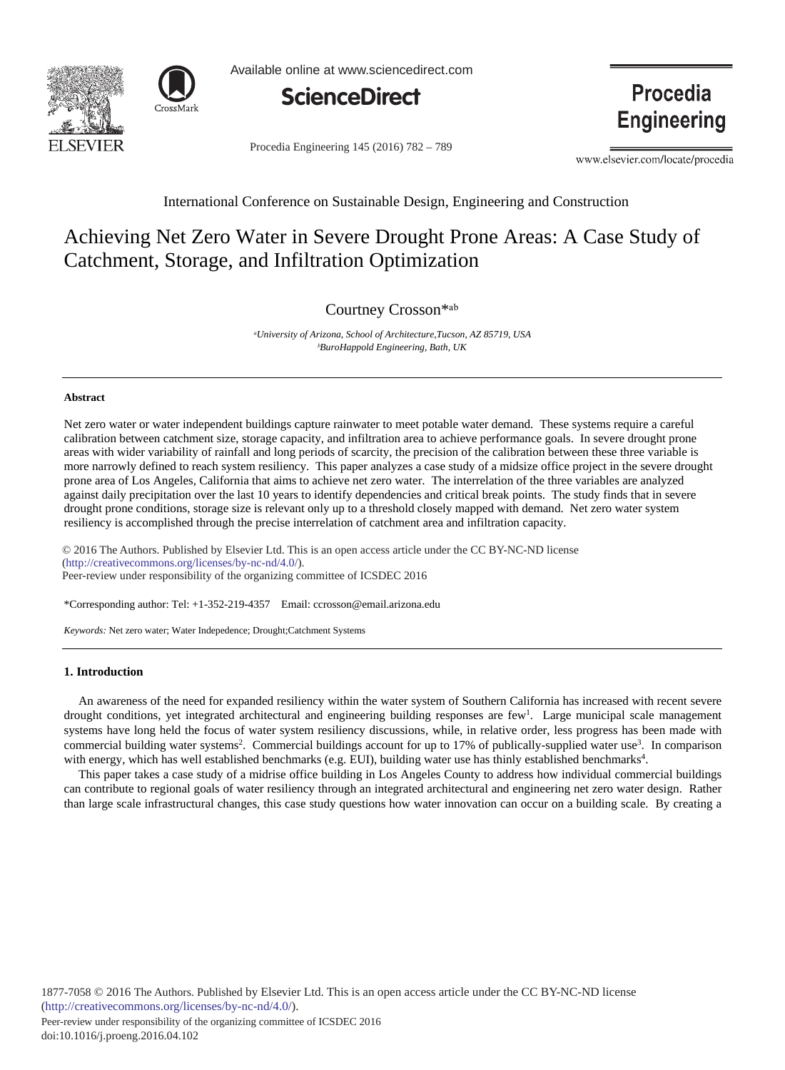International Conference on Sustainable Design, Engineering and Construction

# Achieving Net Zero Water in Severe Drought Prone Areas: A Case Study of Catchment, Storage, and Infiltration Optimization

Courtney Crosson*[a,b]

[a]*University of Arizona, School of Architecture,Tucson, AZ 85719, USA*
[b]*BuroHappold Engineering, Bath, UK*

---

### Abstract

Net zero water or water independent buildings capture rainwater to meet potable water demand. These systems require a careful calibration between catchment size, storage capacity, and infiltration area to achieve performance goals. In severe drought prone areas with wider variability of rainfall and long periods of scarcity, the precision of the calibration between these three variable is more narrowly defined to reach system resiliency. This paper analyzes a case study of a midsize office project in the severe drought prone area of Los Angeles, California that aims to achieve net zero water. The interrelation of the three variables are analyzed against daily precipitation over the last 10 years to identify dependencies and critical break points. The study finds that in severe drought prone conditions, storage size is relevant only up to a threshold closely mapped with demand. Net zero water system resiliency is accomplished through the precise interrelation of catchment area and infiltration capacity.

© 2016 The Authors. Published by Elsevier Ltd. This is an open access article under the CC BY-NC-ND license (http://creativecommons.org/licenses/by-nc-nd/4.0/).
Peer-review under responsibility of the organizing committee of ICSDEC 2016

*Corresponding author: Tel: +1-352-219-4357 Email: ccrosson@email.arizona.edu

*Keywords:* Net zero water; Water Indepedence; Drought;Catchment Systems

---

### 1. Introduction

An awareness of the need for expanded resiliency within the water system of Southern California has increased with recent severe drought conditions, yet integrated architectural and engineering building responses are few[1]. Large municipal scale management systems have long held the focus of water system resiliency discussions, while, in relative order, less progress has been made with commercial building water systems[2]. Commercial buildings account for up to 17% of publically-supplied water use[3]. In comparison with energy, which has well established benchmarks (e.g. EUI), building water use has thinly established benchmarks[4].

This paper takes a case study of a midrise office building in Los Angeles County to address how individual commercial buildings can contribute to regional goals of water resiliency through an integrated architectural and engineering net zero water design. Rather than large scale infrastructural changes, this case study questions how water innovation can occur on a building scale. By creating a

1877-7058 © 2016 The Authors. Published by Elsevier Ltd. This is an open access article under the CC BY-NC-ND license (http://creativecommons.org/licenses/by-nc-nd/4.0/).
Peer-review under responsibility of the organizing committee of ICSDEC 2016
doi:10.1016/j.proeng.2016.04.102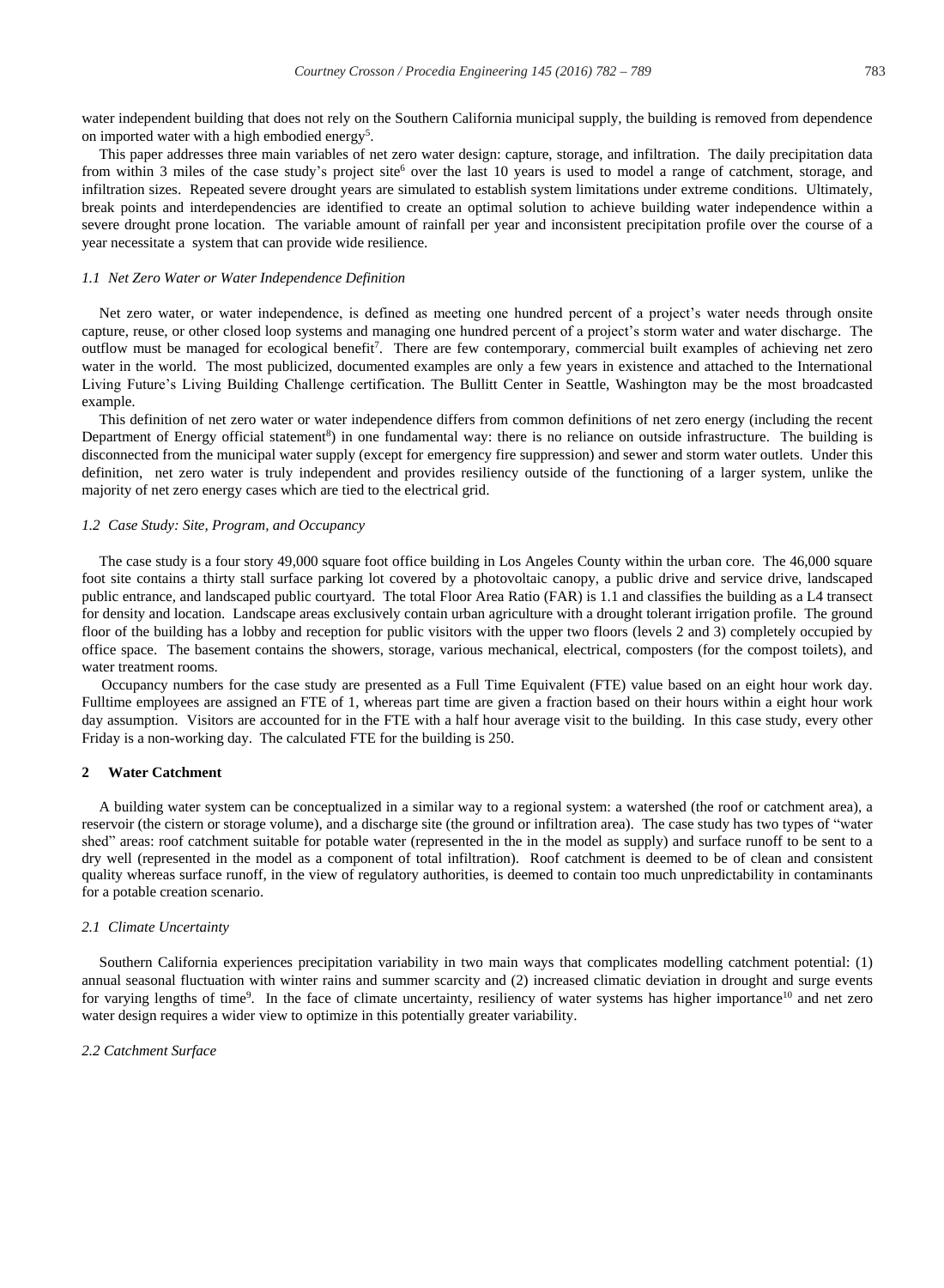water independent building that does not rely on the Southern California municipal supply, the building is removed from dependence on imported water with a high embodied energy[5].

This paper addresses three main variables of net zero water design: capture, storage, and infiltration. The daily precipitation data from within 3 miles of the case study's project site[6] over the last 10 years is used to model a range of catchment, storage, and infiltration sizes. Repeated severe drought years are simulated to establish system limitations under extreme conditions. Ultimately, break points and interdependencies are identified to create an optimal solution to achieve building water independence within a severe drought prone location. The variable amount of rainfall per year and inconsistent precipitation profile over the course of a year necessitate a system that can provide wide resilience.

### 1.1 Net Zero Water or Water Independence Definition

Net zero water, or water independence, is defined as meeting one hundred percent of a project's water needs through onsite capture, reuse, or other closed loop systems and managing one hundred percent of a project's storm water and water discharge. The outflow must be managed for ecological benefit[7]. There are few contemporary, commercial built examples of achieving net zero water in the world. The most publicized, documented examples are only a few years in existence and attached to the International Living Future's Living Building Challenge certification. The Bullitt Center in Seattle, Washington may be the most broadcasted example.

This definition of net zero water or water independence differs from common definitions of net zero energy (including the recent Department of Energy official statement[8]) in one fundamental way: there is no reliance on outside infrastructure. The building is disconnected from the municipal water supply (except for emergency fire suppression) and sewer and storm water outlets. Under this definition, net zero water is truly independent and provides resiliency outside of the functioning of a larger system, unlike the majority of net zero energy cases which are tied to the electrical grid.

### 1.2 Case Study: Site, Program, and Occupancy

The case study is a four story 49,000 square foot office building in Los Angeles County within the urban core. The 46,000 square foot site contains a thirty stall surface parking lot covered by a photovoltaic canopy, a public drive and service drive, landscaped public entrance, and landscaped public courtyard. The total Floor Area Ratio (FAR) is 1.1 and classifies the building as a L4 transect for density and location. Landscape areas exclusively contain urban agriculture with a drought tolerant irrigation profile. The ground floor of the building has a lobby and reception for public visitors with the upper two floors (levels 2 and 3) completely occupied by office space. The basement contains the showers, storage, various mechanical, electrical, composters (for the compost toilets), and water treatment rooms.

Occupancy numbers for the case study are presented as a Full Time Equivalent (FTE) value based on an eight hour work day. Fulltime employees are assigned an FTE of 1, whereas part time are given a fraction based on their hours within a eight hour work day assumption. Visitors are accounted for in the FTE with a half hour average visit to the building. In this case study, every other Friday is a non-working day. The calculated FTE for the building is 250.

## 2 Water Catchment

A building water system can be conceptualized in a similar way to a regional system: a watershed (the roof or catchment area), a reservoir (the cistern or storage volume), and a discharge site (the ground or infiltration area). The case study has two types of "water shed" areas: roof catchment suitable for potable water (represented in the in the model as supply) and surface runoff to be sent to a dry well (represented in the model as a component of total infiltration). Roof catchment is deemed to be of clean and consistent quality whereas surface runoff, in the view of regulatory authorities, is deemed to contain too much unpredictability in contaminants for a potable creation scenario.

### 2.1 Climate Uncertainty

Southern California experiences precipitation variability in two main ways that complicates modelling catchment potential: (1) annual seasonal fluctuation with winter rains and summer scarcity and (2) increased climatic deviation in drought and surge events for varying lengths of time[9]. In the face of climate uncertainty, resiliency of water systems has higher importance[10] and net zero water design requires a wider view to optimize in this potentially greater variability.

### 2.2 Catchment Surface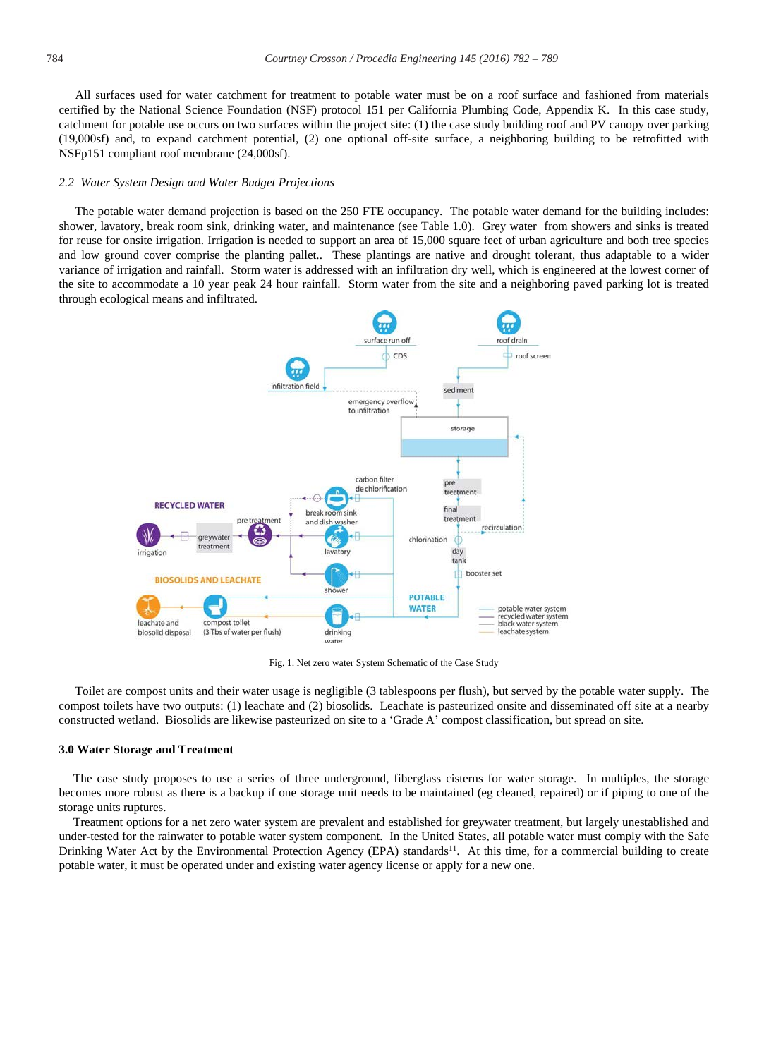All surfaces used for water catchment for treatment to potable water must be on a roof surface and fashioned from materials certified by the National Science Foundation (NSF) protocol 151 per California Plumbing Code, Appendix K. In this case study, catchment for potable use occurs on two surfaces within the project site: (1) the case study building roof and PV canopy over parking (19,000sf) and, to expand catchment potential, (2) one optional off-site surface, a neighboring building to be retrofitted with NSFp151 compliant roof membrane (24,000sf).

### *2.2 Water System Design and Water Budget Projections*

The potable water demand projection is based on the 250 FTE occupancy. The potable water demand for the building includes: shower, lavatory, break room sink, drinking water, and maintenance (see Table 1.0). Grey water from showers and sinks is treated for reuse for onsite irrigation. Irrigation is needed to support an area of 15,000 square feet of urban agriculture and both tree species and low ground cover comprise the planting pallet.. These plantings are native and drought tolerant, thus adaptable to a wider variance of irrigation and rainfall. Storm water is addressed with an infiltration dry well, which is engineered at the lowest corner of the site to accommodate a 10 year peak 24 hour rainfall. Storm water from the site and a neighboring paved parking lot is treated through ecological means and infiltrated.

Fig. 1. Net zero water System Schematic of the Case Study

Toilet are compost units and their water usage is negligible (3 tablespoons per flush), but served by the potable water supply. The compost toilets have two outputs: (1) leachate and (2) biosolids. Leachate is pasteurized onsite and disseminated off site at a nearby constructed wetland. Biosolids are likewise pasteurized on site to a 'Grade A' compost classification, but spread on site.

## 3.0 Water Storage and Treatment

The case study proposes to use a series of three underground, fiberglass cisterns for water storage. In multiples, the storage becomes more robust as there is a backup if one storage unit needs to be maintained (eg cleaned, repaired) or if piping to one of the storage units ruptures.

Treatment options for a net zero water system are prevalent and established for greywater treatment, but largely unestablished and under-tested for the rainwater to potable water system component. In the United States, all potable water must comply with the Safe Drinking Water Act by the Environmental Protection Agency (EPA) standards[11]. At this time, for a commercial building to create potable water, it must be operated under and existing water agency license or apply for a new one.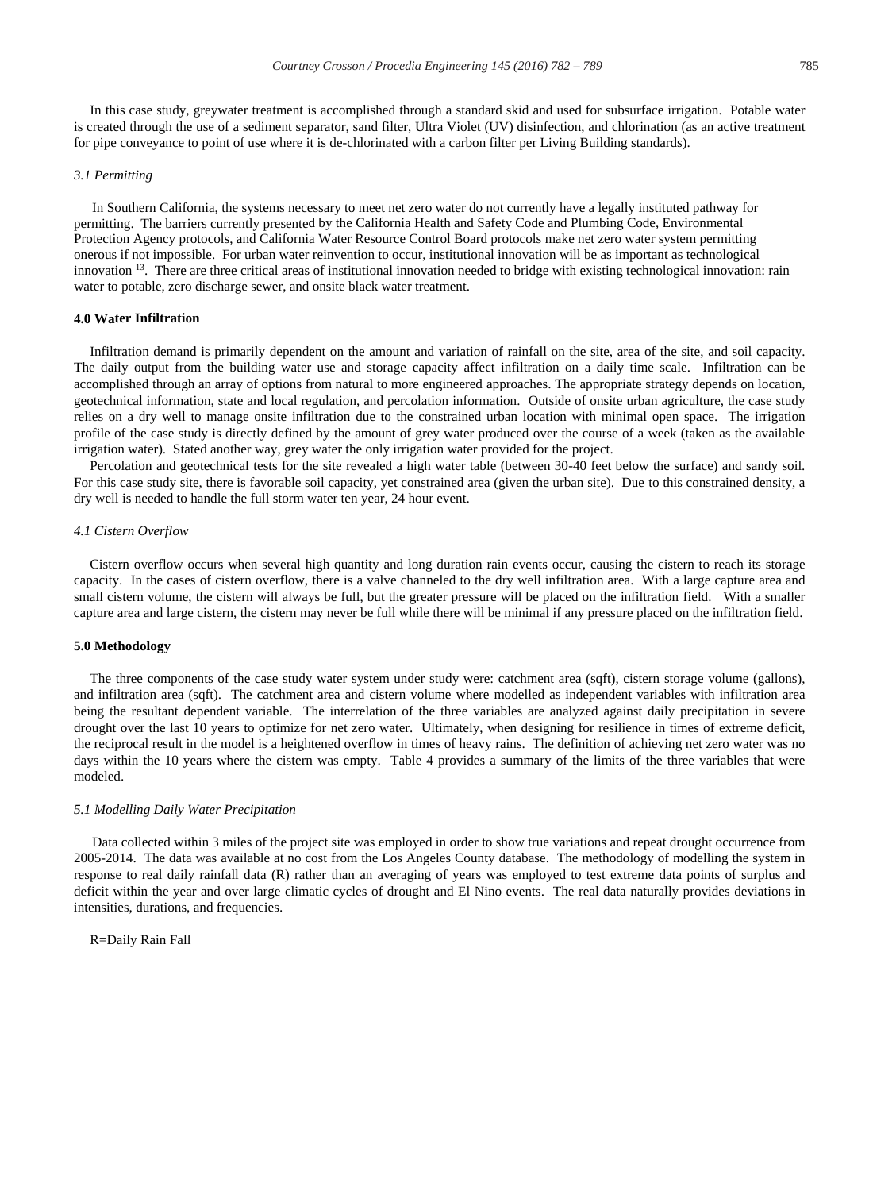In this case study, greywater treatment is accomplished through a standard skid and used for subsurface irrigation. Potable water is created through the use of a sediment separator, sand filter, Ultra Violet (UV) disinfection, and chlorination (as an active treatment for pipe conveyance to point of use where it is de-chlorinated with a carbon filter per Living Building standards).

### *3.1 Permitting*

In Southern California, the systems necessary to meet net zero water do not currently have a legally instituted pathway for permitting. The barriers currently presented by the California Health and Safety Code and Plumbing Code, Environmental Protection Agency protocols, and California Water Resource Control Board protocols make net zero water system permitting onerous if not impossible. For urban water reinvention to occur, institutional innovation will be as important as technological innovation [13]. There are three critical areas of institutional innovation needed to bridge with existing technological innovation: rain water to potable, zero discharge sewer, and onsite black water treatment.

## 4.0 Water Infiltration

Infiltration demand is primarily dependent on the amount and variation of rainfall on the site, area of the site, and soil capacity. The daily output from the building water use and storage capacity affect infiltration on a daily time scale. Infiltration can be accomplished through an array of options from natural to more engineered approaches. The appropriate strategy depends on location, geotechnical information, state and local regulation, and percolation information. Outside of onsite urban agriculture, the case study relies on a dry well to manage onsite infiltration due to the constrained urban location with minimal open space. The irrigation profile of the case study is directly defined by the amount of grey water produced over the course of a week (taken as the available irrigation water). Stated another way, grey water the only irrigation water provided for the project.

Percolation and geotechnical tests for the site revealed a high water table (between 30-40 feet below the surface) and sandy soil. For this case study site, there is favorable soil capacity, yet constrained area (given the urban site). Due to this constrained density, a dry well is needed to handle the full storm water ten year, 24 hour event.

### *4.1 Cistern Overflow*

Cistern overflow occurs when several high quantity and long duration rain events occur, causing the cistern to reach its storage capacity. In the cases of cistern overflow, there is a valve channeled to the dry well infiltration area. With a large capture area and small cistern volume, the cistern will always be full, but the greater pressure will be placed on the infiltration field. With a smaller capture area and large cistern, the cistern may never be full while there will be minimal if any pressure placed on the infiltration field.

## 5.0 Methodology

The three components of the case study water system under study were: catchment area (sqft), cistern storage volume (gallons), and infiltration area (sqft). The catchment area and cistern volume where modelled as independent variables with infiltration area being the resultant dependent variable. The interrelation of the three variables are analyzed against daily precipitation in severe drought over the last 10 years to optimize for net zero water. Ultimately, when designing for resilience in times of extreme deficit, the reciprocal result in the model is a heightened overflow in times of heavy rains. The definition of achieving net zero water was no days within the 10 years where the cistern was empty. Table 4 provides a summary of the limits of the three variables that were modeled.

### *5.1 Modelling Daily Water Precipitation*

Data collected within 3 miles of the project site was employed in order to show true variations and repeat drought occurrence from 2005-2014. The data was available at no cost from the Los Angeles County database. The methodology of modelling the system in response to real daily rainfall data (R) rather than an averaging of years was employed to test extreme data points of surplus and deficit within the year and over large climatic cycles of drought and El Nino events. The real data naturally provides deviations in intensities, durations, and frequencies.

R=Daily Rain Fall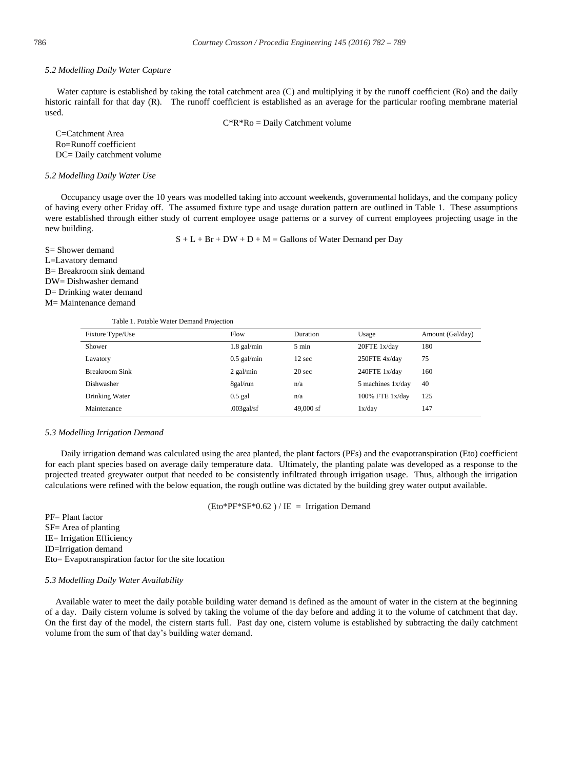### 5.2 Modelling Daily Water Capture

Water capture is established by taking the total catchment area (C) and multiplying it by the runoff coefficient (Ro) and the daily historic rainfall for that day (R). The runoff coefficient is established as an average for the particular roofing membrane material used.

$$C*R*Ro = \text{Daily Catchment volume}$$

C=Catchment Area
Ro=Runoff coefficient
DC= Daily catchment volume

### 5.2 Modelling Daily Water Use

Occupancy usage over the 10 years was modelled taking into account weekends, governmental holidays, and the company policy of having every other Friday off. The assumed fixture type and usage duration pattern are outlined in Table 1. These assumptions were established through either study of current employee usage patterns or a survey of current employees projecting usage in the new building.

$$S + L + Br + DW + D + M = \text{Gallons of Water Demand per Day}$$

S= Shower demand
L=Lavatory demand
B= Breakroom sink demand
DW= Dishwasher demand
D= Drinking water demand
M= Maintenance demand

Table 1. Potable Water Demand Projection

| Fixture Type/Use | Flow | Duration | Usage | Amount (Gal/day) |
|---|---|---|---|---|
| Shower | 1.8 gal/min | 5 min | 20FTE 1x/day | 180 |
| Lavatory | 0.5 gal/min | 12 sec | 250FTE 4x/day | 75 |
| Breakroom Sink | 2 gal/min | 20 sec | 240FTE 1x/day | 160 |
| Dishwasher | 8gal/run | n/a | 5 machines 1x/day | 40 |
| Drinking Water | 0.5 gal | n/a | 100% FTE 1x/day | 125 |
| Maintenance | .003gal/sf | 49,000 sf | 1x/day | 147 |

### 5.3 Modelling Irrigation Demand

Daily irrigation demand was calculated using the area planted, the plant factors (PFs) and the evapotranspiration (Eto) coefficient for each plant species based on average daily temperature data. Ultimately, the planting palate was developed as a response to the projected treated greywater output that needed to be consistently infiltrated through irrigation usage. Thus, although the irrigation calculations were refined with the below equation, the rough outline was dictated by the building grey water output available.

$$(Eto*PF*SF*0.62) / IE = \text{Irrigation Demand}$$

PF= Plant factor
SF= Area of planting
IE= Irrigation Efficiency
ID=Irrigation demand
Eto= Evapotranspiration factor for the site location

### 5.3 Modelling Daily Water Availability

Available water to meet the daily potable building water demand is defined as the amount of water in the cistern at the beginning of a day. Daily cistern volume is solved by taking the volume of the day before and adding it to the volume of catchment that day. On the first day of the model, the cistern starts full. Past day one, cistern volume is established by subtracting the daily catchment volume from the sum of that day's building water demand.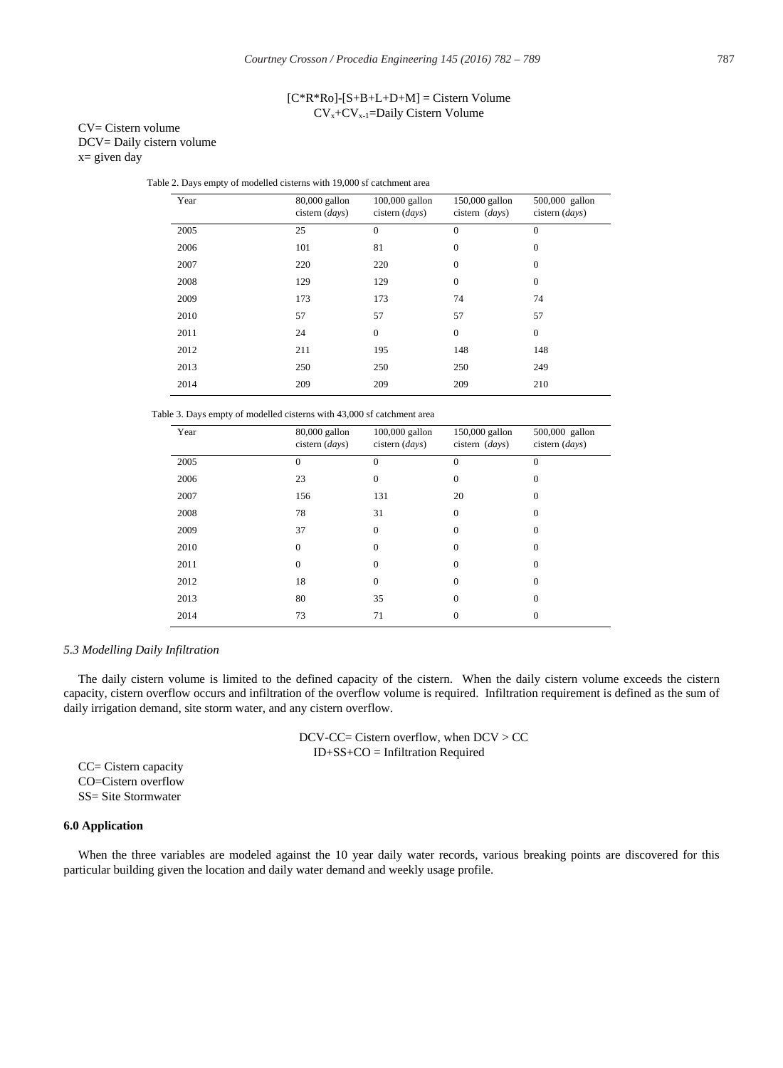$$[C*R*Ro]-[S+B+L+D+M] = \text{Cistern Volume}$$

$$CV_x+CV_{x-1}=\text{Daily Cistern Volume}$$

CV= Cistern volume
DCV= Daily cistern volume
x= given day

Table 2. Days empty of modelled cisterns with 19,000 sf catchment area

| Year | 80,000 gallon cistern (*days*) | 100,000 gallon cistern (*days*) | 150,000 gallon cistern (*days*) | 500,000 gallon cistern (*days*) |
|---|---|---|---|---|
| 2005 | 25 | 0 | 0 | 0 |
| 2006 | 101 | 81 | 0 | 0 |
| 2007 | 220 | 220 | 0 | 0 |
| 2008 | 129 | 129 | 0 | 0 |
| 2009 | 173 | 173 | 74 | 74 |
| 2010 | 57 | 57 | 57 | 57 |
| 2011 | 24 | 0 | 0 | 0 |
| 2012 | 211 | 195 | 148 | 148 |
| 2013 | 250 | 250 | 250 | 249 |
| 2014 | 209 | 209 | 209 | 210 |

Table 3. Days empty of modelled cisterns with 43,000 sf catchment area

| Year | 80,000 gallon cistern (*days*) | 100,000 gallon cistern (*days*) | 150,000 gallon cistern (*days*) | 500,000 gallon cistern (*days*) |
|---|---|---|---|---|
| 2005 | 0 | 0 | 0 | 0 |
| 2006 | 23 | 0 | 0 | 0 |
| 2007 | 156 | 131 | 20 | 0 |
| 2008 | 78 | 31 | 0 | 0 |
| 2009 | 37 | 0 | 0 | 0 |
| 2010 | 0 | 0 | 0 | 0 |
| 2011 | 0 | 0 | 0 | 0 |
| 2012 | 18 | 0 | 0 | 0 |
| 2013 | 80 | 35 | 0 | 0 |
| 2014 | 73 | 71 | 0 | 0 |

### *5.3 Modelling Daily Infiltration*

The daily cistern volume is limited to the defined capacity of the cistern. When the daily cistern volume exceeds the cistern capacity, cistern overflow occurs and infiltration of the overflow volume is required. Infiltration requirement is defined as the sum of daily irrigation demand, site storm water, and any cistern overflow.

$$DCV-CC=\text{Cistern overflow, when } DCV > CC$$

$$ID+SS+CO = \text{Infiltration Required}$$

CC= Cistern capacity
CO=Cistern overflow
SS= Site Stormwater

## 6.0 Application

When the three variables are modeled against the 10 year daily water records, various breaking points are discovered for this particular building given the location and daily water demand and weekly usage profile.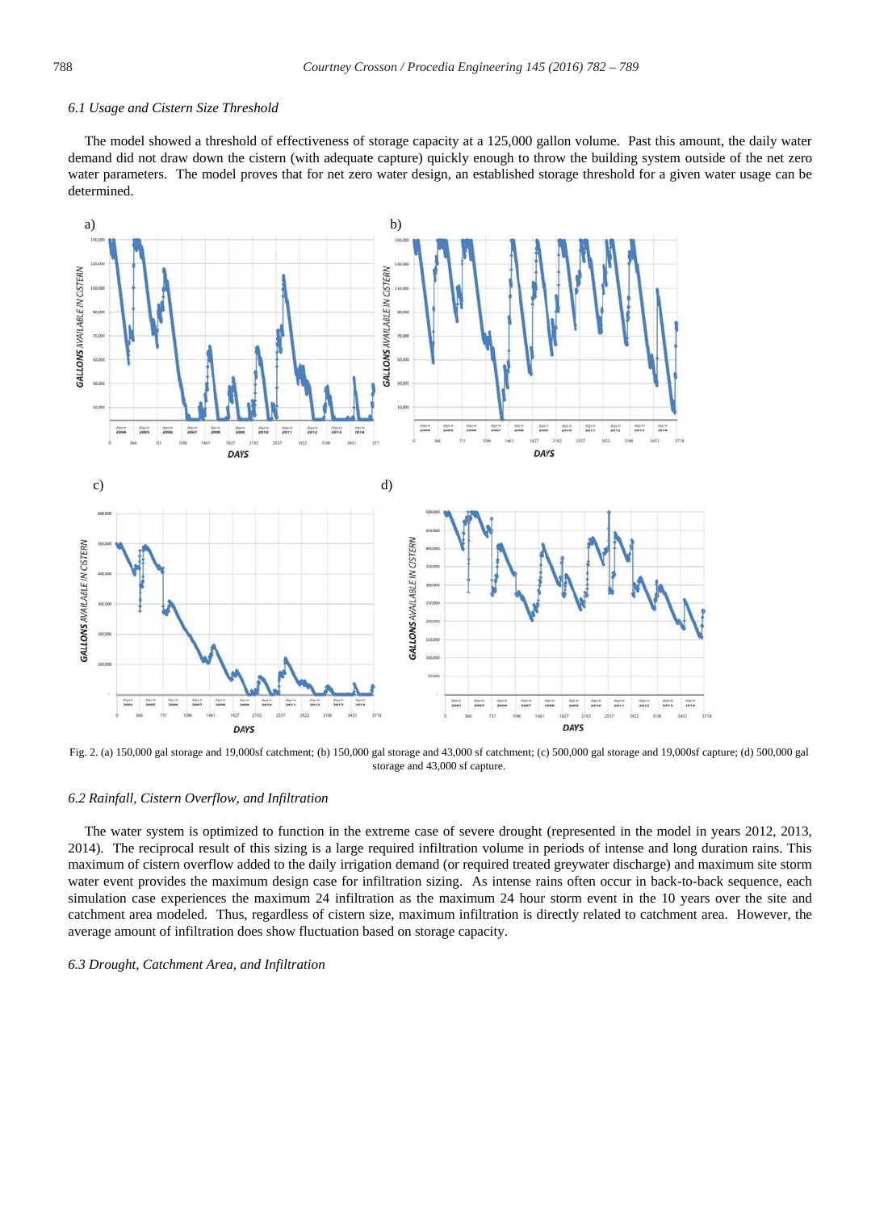### 6.1 Usage and Cistern Size Threshold

The model showed a threshold of effectiveness of storage capacity at a 125,000 gallon volume. Past this amount, the daily water demand did not draw down the cistern (with adequate capture) quickly enough to throw the building system outside of the net zero water parameters. The model proves that for net zero water design, an established storage threshold for a given water usage can be determined.

Fig. 2. (a) 150,000 gal storage and 19,000sf catchment; (b) 150,000 gal storage and 43,000 sf catchment; (c) 500,000 gal storage and 19,000sf capture; (d) 500,000 gal storage and 43,000 sf capture.

### 6.2 Rainfall, Cistern Overflow, and Infiltration

The water system is optimized to function in the extreme case of severe drought (represented in the model in years 2012, 2013, 2014). The reciprocal result of this sizing is a large required infiltration volume in periods of intense and long duration rains. This maximum of cistern overflow added to the daily irrigation demand (or required treated greywater discharge) and maximum site storm water event provides the maximum design case for infiltration sizing. As intense rains often occur in back-to-back sequence, each simulation case experiences the maximum 24 infiltration as the maximum 24 hour storm event in the 10 years over the site and catchment area modeled. Thus, regardless of cistern size, maximum infiltration is directly related to catchment area. However, the average amount of infiltration does show fluctuation based on storage capacity.

### 6.3 Drought, Catchment Area, and Infiltration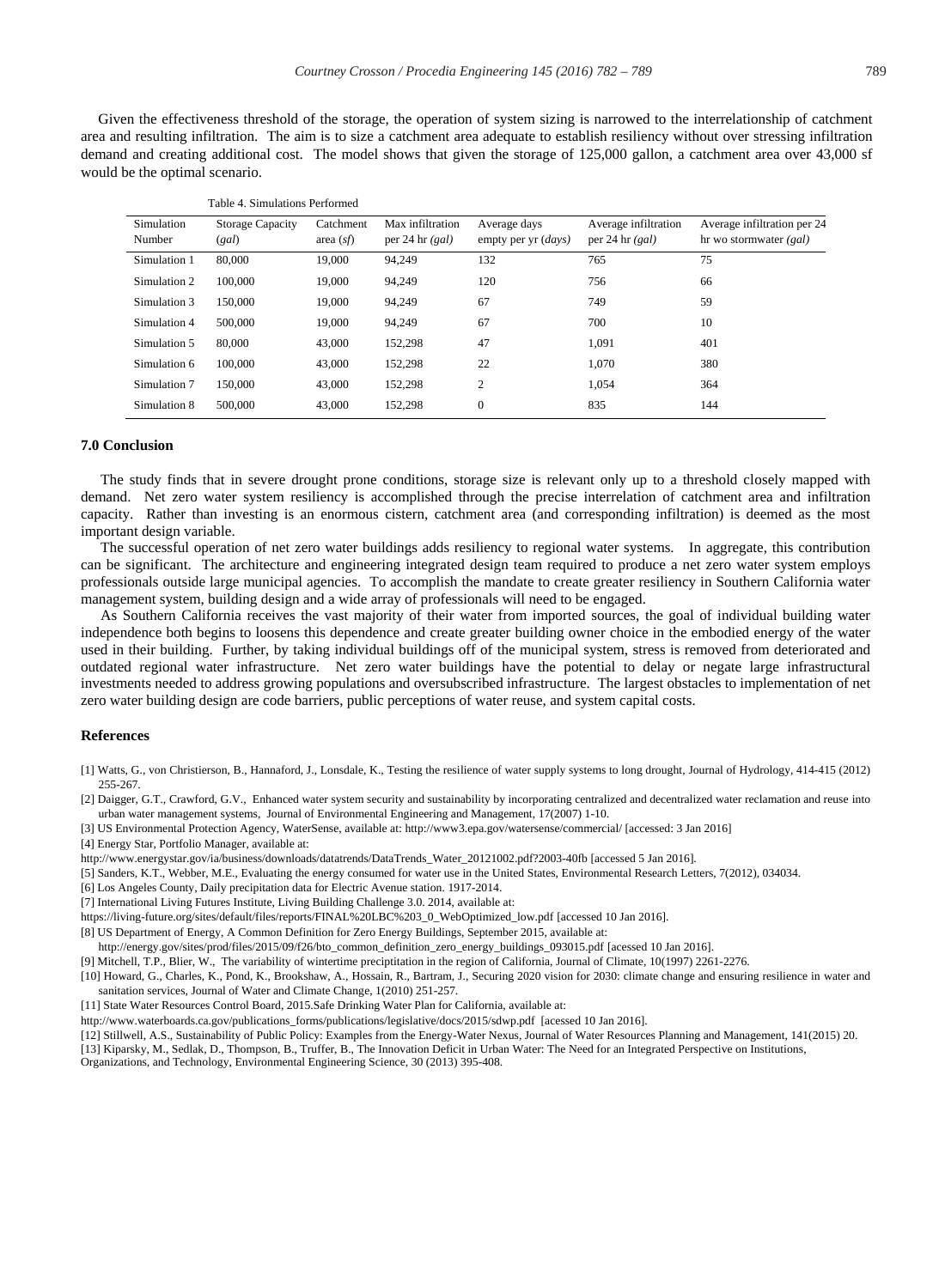Given the effectiveness threshold of the storage, the operation of system sizing is narrowed to the interrelationship of catchment area and resulting infiltration. The aim is to size a catchment area adequate to establish resiliency without over stressing infiltration demand and creating additional cost. The model shows that given the storage of 125,000 gallon, a catchment area over 43,000 sf would be the optimal scenario.

Table 4. Simulations Performed

| Simulation Number | Storage Capacity (*gal*) | Catchment area (*sf*) | Max infiltration per 24 hr (*gal*) | Average days empty per yr (*days*) | Average infiltration per 24 hr (*gal*) | Average infiltration per 24 hr wo stormwater (*gal*) |
|---|---|---|---|---|---|---|
| Simulation 1 | 80,000 | 19,000 | 94,249 | 132 | 765 | 75 |
| Simulation 2 | 100,000 | 19,000 | 94,249 | 120 | 756 | 66 |
| Simulation 3 | 150,000 | 19,000 | 94,249 | 67 | 749 | 59 |
| Simulation 4 | 500,000 | 19,000 | 94,249 | 67 | 700 | 10 |
| Simulation 5 | 80,000 | 43,000 | 152,298 | 47 | 1,091 | 401 |
| Simulation 6 | 100,000 | 43,000 | 152,298 | 22 | 1,070 | 380 |
| Simulation 7 | 150,000 | 43,000 | 152,298 | 2 | 1,054 | 364 |
| Simulation 8 | 500,000 | 43,000 | 152,298 | 0 | 835 | 144 |

## 7.0 Conclusion

The study finds that in severe drought prone conditions, storage size is relevant only up to a threshold closely mapped with demand. Net zero water system resiliency is accomplished through the precise interrelation of catchment area and infiltration capacity. Rather than investing is an enormous cistern, catchment area (and corresponding infiltration) is deemed as the most important design variable.

The successful operation of net zero water buildings adds resiliency to regional water systems. In aggregate, this contribution can be significant. The architecture and engineering integrated design team required to produce a net zero water system employs professionals outside large municipal agencies. To accomplish the mandate to create greater resiliency in Southern California water management system, building design and a wide array of professionals will need to be engaged.

As Southern California receives the vast majority of their water from imported sources, the goal of individual building water independence both begins to loosens this dependence and create greater building owner choice in the embodied energy of the water used in their building. Further, by taking individual buildings off of the municipal system, stress is removed from deteriorated and outdated regional water infrastructure. Net zero water buildings have the potential to delay or negate large infrastructural investments needed to address growing populations and oversubscribed infrastructure. The largest obstacles to implementation of net zero water building design are code barriers, public perceptions of water reuse, and system capital costs.

## References

[1] Watts, G., von Christierson, B., Hannaford, J., Lonsdale, K., Testing the resilience of water supply systems to long drought, Journal of Hydrology, 414-415 (2012) 255-267.

[2] Daigger, G.T., Crawford, G.V., Enhanced water system security and sustainability by incorporating centralized and decentralized water reclamation and reuse into urban water management systems, Journal of Environmental Engineering and Management, 17(2007) 1-10.

[3] US Environmental Protection Agency, WaterSense, available at: http://www3.epa.gov/watersense/commercial/ [accessed: 3 Jan 2016]

[4] Energy Star, Portfolio Manager, available at: http://www.energystar.gov/ia/business/downloads/datatrends/DataTrends_Water_20121002.pdf?2003-40fb [accessed 5 Jan 2016].

[5] Sanders, K.T., Webber, M.E., Evaluating the energy consumed for water use in the United States, Environmental Research Letters, 7(2012), 034034.

[6] Los Angeles County, Daily precipitation data for Electric Avenue station. 1917-2014.

[7] International Living Futures Institute, Living Building Challenge 3.0. 2014, available at: https://living-future.org/sites/default/files/reports/FINAL%20LBC%203_0_WebOptimized_low.pdf [accessed 10 Jan 2016].

[8] US Department of Energy, A Common Definition for Zero Energy Buildings, September 2015, available at: http://energy.gov/sites/prod/files/2015/09/f26/bto_common_definition_zero_energy_buildings_093015.pdf [acessed 10 Jan 2016].

[9] Mitchell, T.P., Blier, W., The variability of wintertime preciptitation in the region of California, Journal of Climate, 10(1997) 2261-2276.

[10] Howard, G., Charles, K., Pond, K., Brookshaw, A., Hossain, R., Bartram, J., Securing 2020 vision for 2030: climate change and ensuring resilience in water and sanitation services, Journal of Water and Climate Change, 1(2010) 251-257.

[11] State Water Resources Control Board, 2015.Safe Drinking Water Plan for California, available at: http://www.waterboards.ca.gov/publications_forms/publications/legislative/docs/2015/sdwp.pdf [acessed 10 Jan 2016].

[12] Stillwell, A.S., Sustainability of Public Policy: Examples from the Energy-Water Nexus, Journal of Water Resources Planning and Management, 141(2015) 20.

[13] Kiparsky, M., Sedlak, D., Thompson, B., Truffer, B., The Innovation Deficit in Urban Water: The Need for an Integrated Perspective on Institutions, Organizations, and Technology, Environmental Engineering Science, 30 (2013) 395-408.